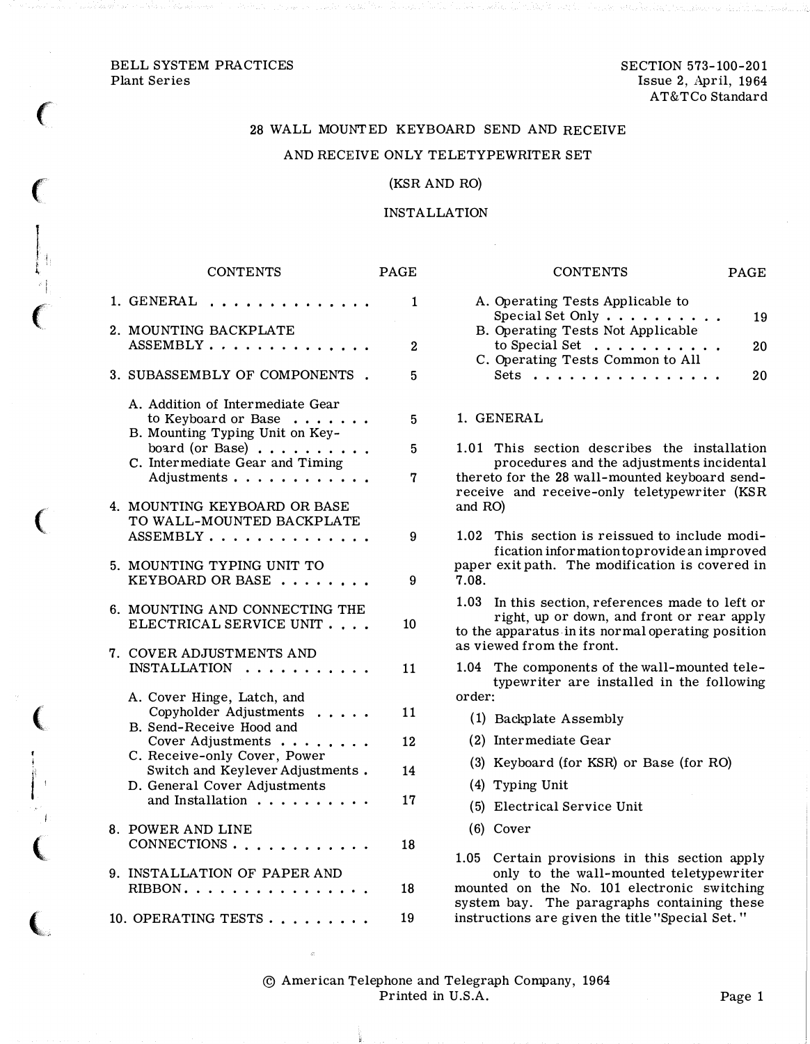BELL SYSTEM PRACTICES
Plant Series

SECTION 573-100-201
Issue 2, April, 1964
AT&TCo Standard

# 28 WALL MOUNTED KEYBOARD SEND AND RECEIVE AND RECEIVE ONLY TELETYPEWRITER SET (KSR AND RO)

## INSTALLATION

| CONTENTS | PAGE |
|---|---|
| 1. GENERAL | 1 |
| 2. MOUNTING BACKPLATE ASSEMBLY | 2 |
| 3. SUBASSEMBLY OF COMPONENTS | 5 |
| A. Addition of Intermediate Gear to Keyboard or Base | 5 |
| B. Mounting Typing Unit on Keyboard (or Base) | 5 |
| C. Intermediate Gear and Timing Adjustments | 7 |
| 4. MOUNTING KEYBOARD OR BASE TO WALL-MOUNTED BACKPLATE ASSEMBLY | 9 |
| 5. MOUNTING TYPING UNIT TO KEYBOARD OR BASE | 9 |
| 6. MOUNTING AND CONNECTING THE ELECTRICAL SERVICE UNIT | 10 |
| 7. COVER ADJUSTMENTS AND INSTALLATION | 11 |
| A. Cover Hinge, Latch, and Copyholder Adjustments | 11 |
| B. Send-Receive Hood and Cover Adjustments | 12 |
| C. Receive-only Cover, Power Switch and Keylever Adjustments | 14 |
| D. General Cover Adjustments and Installation | 17 |
| 8. POWER AND LINE CONNECTIONS | 18 |
| 9. INSTALLATION OF PAPER AND RIBBON | 18 |
| 10. OPERATING TESTS | 19 |
| A. Operating Tests Applicable to Special Set Only | 19 |
| B. Operating Tests Not Applicable to Special Set | 20 |
| C. Operating Tests Common to All Sets | 20 |

## 1. GENERAL

1.01 This section describes the installation procedures and the adjustments incidental thereto for the 28 wall-mounted keyboard send-receive and receive-only teletypewriter (KSR and RO)

1.02 This section is reissued to include modification information to provide an improved paper exit path. The modification is covered in 7.08.

1.03 In this section, references made to left or right, up or down, and front or rear apply to the apparatus in its normal operating position as viewed from the front.

1.04 The components of the wall-mounted teletypewriter are installed in the following order:

(1) Backplate Assembly

(2) Intermediate Gear

(3) Keyboard (for KSR) or Base (for RO)

(4) Typing Unit

(5) Electrical Service Unit

(6) Cover

1.05 Certain provisions in this section apply only to the wall-mounted teletypewriter mounted on the No. 101 electronic switching system bay. The paragraphs containing these instructions are given the title "Special Set."

© American Telephone and Telegraph Company, 1964
Printed in U.S.A.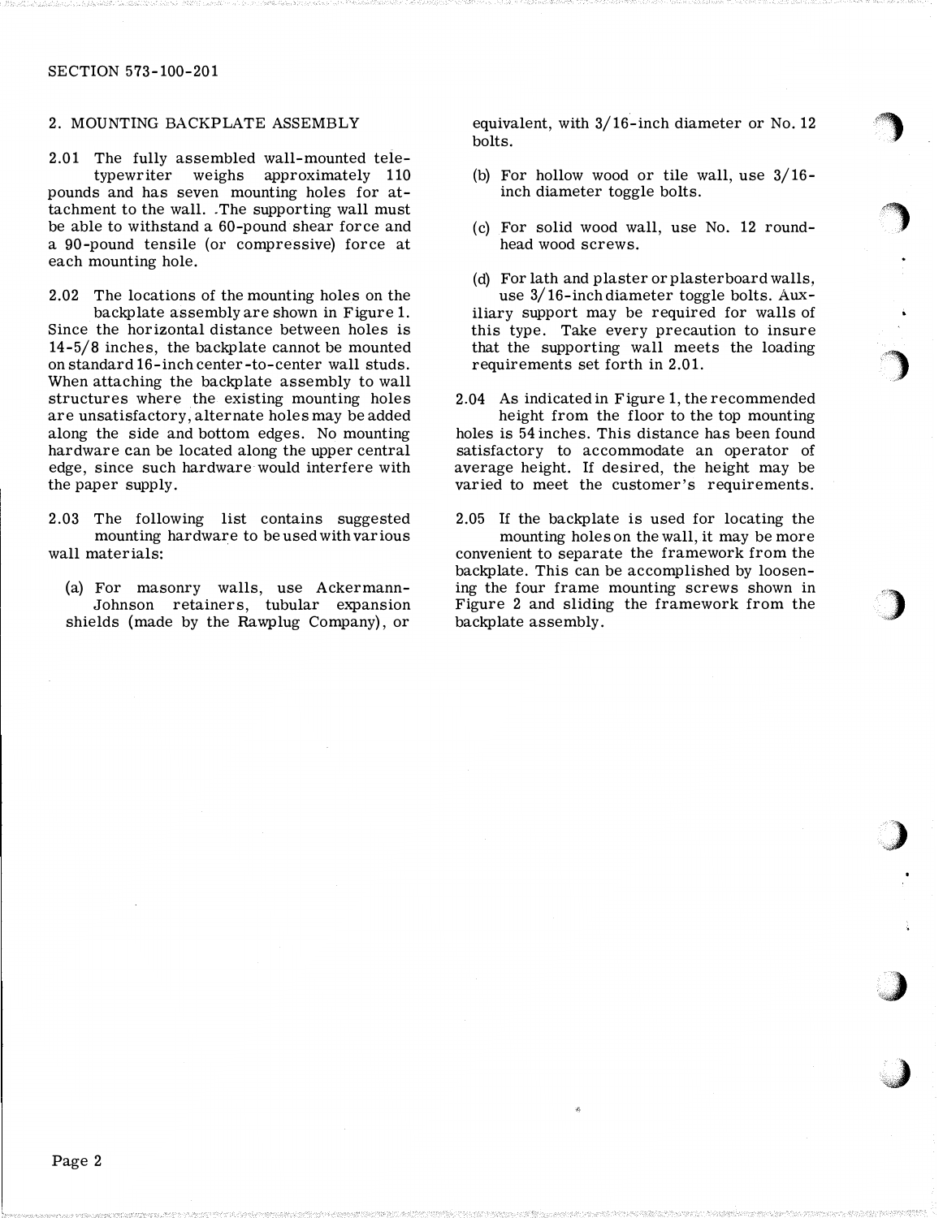## 2. MOUNTING BACKPLATE ASSEMBLY

2.01 The fully assembled wall-mounted teletypewriter weighs approximately 110 pounds and has seven mounting holes for attachment to the wall. The supporting wall must be able to withstand a 60-pound shear force and a 90-pound tensile (or compressive) force at each mounting hole.

2.02 The locations of the mounting holes on the backplate assembly are shown in Figure 1. Since the horizontal distance between holes is 14-5/8 inches, the backplate cannot be mounted on standard 16-inch center-to-center wall studs. When attaching the backplate assembly to wall structures where the existing mounting holes are unsatisfactory, alternate holes may be added along the side and bottom edges. No mounting hardware can be located along the upper central edge, since such hardware would interfere with the paper supply.

2.03 The following list contains suggested mounting hardware to be used with various wall materials:

(a) For masonry walls, use Ackermann-Johnson retainers, tubular expansion shields (made by the Rawplug Company), or equivalent, with 3/16-inch diameter or No. 12 bolts.

(b) For hollow wood or tile wall, use 3/16-inch diameter toggle bolts.

(c) For solid wood wall, use No. 12 round-head wood screws.

(d) For lath and plaster or plasterboard walls, use 3/16-inch diameter toggle bolts. Auxiliary support may be required for walls of this type. Take every precaution to insure that the supporting wall meets the loading requirements set forth in 2.01.

2.04 As indicated in Figure 1, the recommended height from the floor to the top mounting holes is 54 inches. This distance has been found satisfactory to accommodate an operator of average height. If desired, the height may be varied to meet the customer's requirements.

2.05 If the backplate is used for locating the mounting holes on the wall, it may be more convenient to separate the framework from the backplate. This can be accomplished by loosening the four frame mounting screws shown in Figure 2 and sliding the framework from the backplate assembly.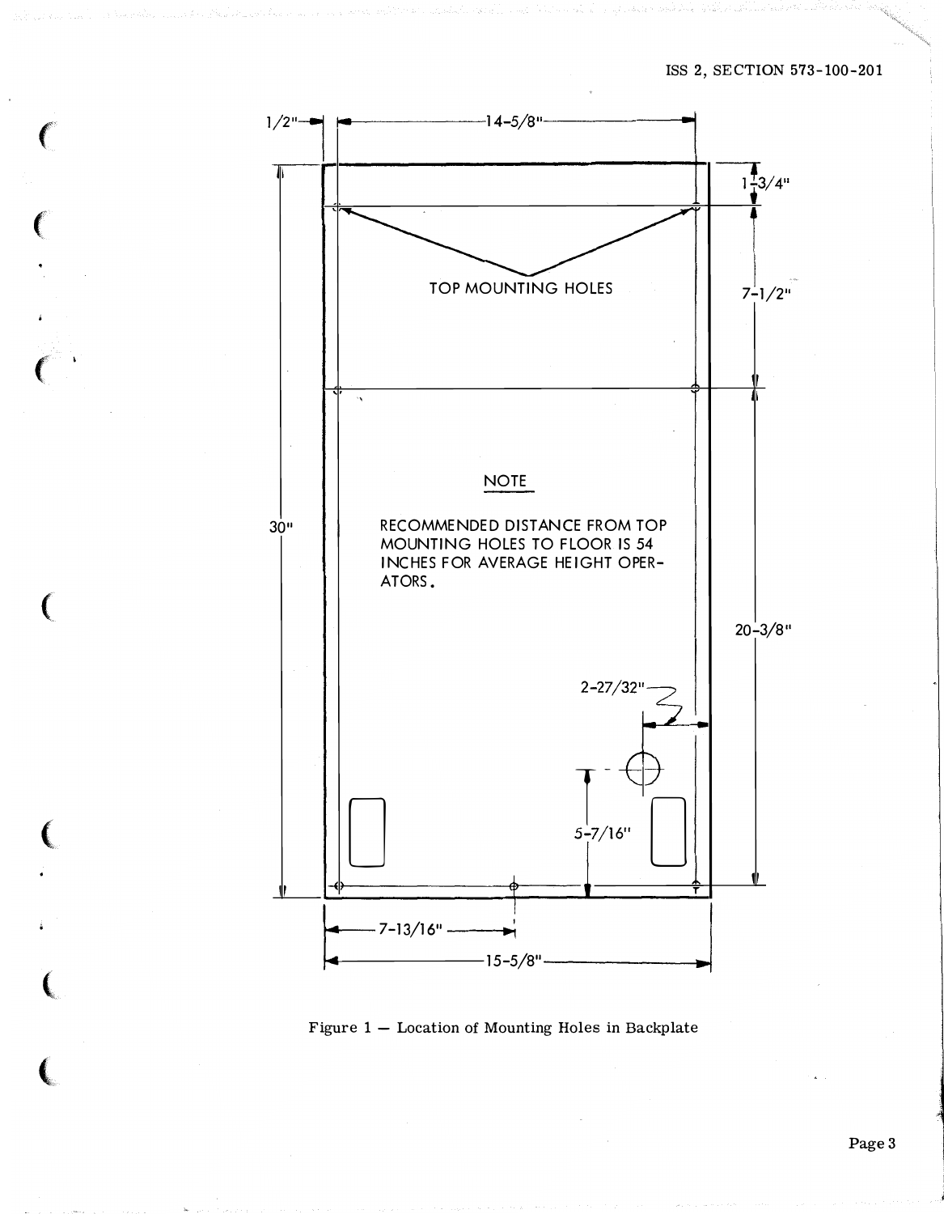1/2"

14-5/8"

1-3/4"

TOP MOUNTING HOLES

7-1/2"

NOTE

RECOMMENDED DISTANCE FROM TOP MOUNTING HOLES TO FLOOR IS 54 INCHES FOR AVERAGE HEIGHT OPERATORS.

30"

20-3/8"

2-27/32"

5-7/16"

7-13/16"

15-5/8"

Figure 1 — Location of Mounting Holes in Backplate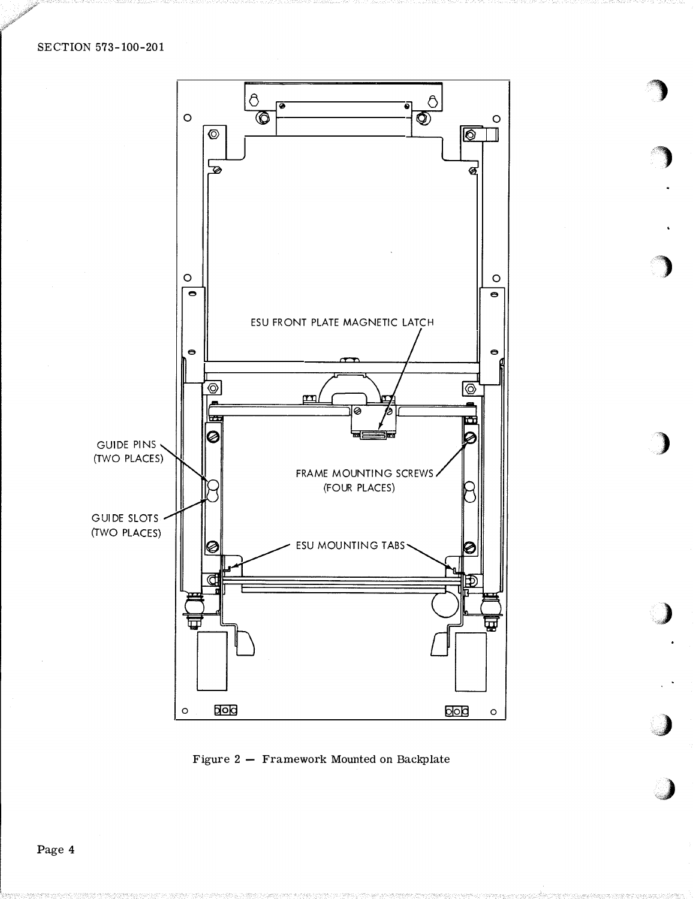ESU FRONT PLATE MAGNETIC LATCH

GUIDE PINS (TWO PLACES)

FRAME MOUNTING SCREWS (FOUR PLACES)

GUIDE SLOTS (TWO PLACES)

ESU MOUNTING TABS

Figure 2 — Framework Mounted on Backplate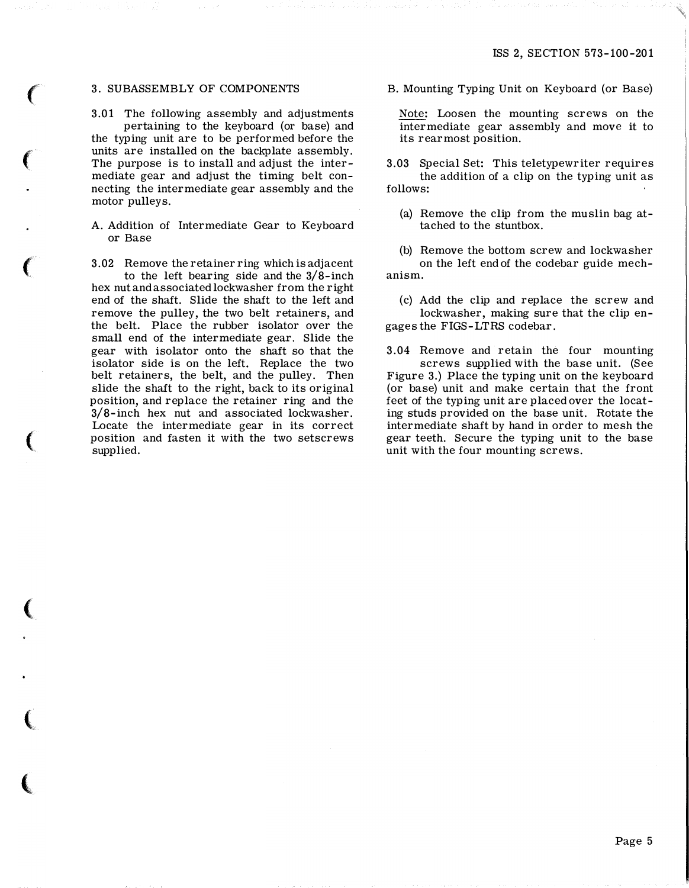## 3. SUBASSEMBLY OF COMPONENTS

3.01 The following assembly and adjustments pertaining to the keyboard (or base) and the typing unit are to be performed before the units are installed on the backplate assembly. The purpose is to install and adjust the intermediate gear and adjust the timing belt connecting the intermediate gear assembly and the motor pulleys.

### A. Addition of Intermediate Gear to Keyboard or Base

3.02 Remove the retainer ring which is adjacent to the left bearing side and the 3/8-inch hex nut and associated lockwasher from the right end of the shaft. Slide the shaft to the left and remove the pulley, the two belt retainers, and the belt. Place the rubber isolator over the small end of the intermediate gear. Slide the gear with isolator onto the shaft so that the isolator side is on the left. Replace the two belt retainers, the belt, and the pulley. Then slide the shaft to the right, back to its original position, and replace the retainer ring and the 3/8-inch hex nut and associated lockwasher. Locate the intermediate gear in its correct position and fasten it with the two setscrews supplied.

### B. Mounting Typing Unit on Keyboard (or Base)

Note: Loosen the mounting screws on the intermediate gear assembly and move it to its rearmost position.

3.03 Special Set: This teletypewriter requires the addition of a clip on the typing unit as follows:

(a) Remove the clip from the muslin bag attached to the stuntbox.

(b) Remove the bottom screw and lockwasher on the left end of the codebar guide mechanism.

(c) Add the clip and replace the screw and lockwasher, making sure that the clip engages the FIGS-LTRS codebar.

3.04 Remove and retain the four mounting screws supplied with the base unit. (See Figure 3.) Place the typing unit on the keyboard (or base) unit and make certain that the front feet of the typing unit are placed over the locating studs provided on the base unit. Rotate the intermediate shaft by hand in order to mesh the gear teeth. Secure the typing unit to the base unit with the four mounting screws.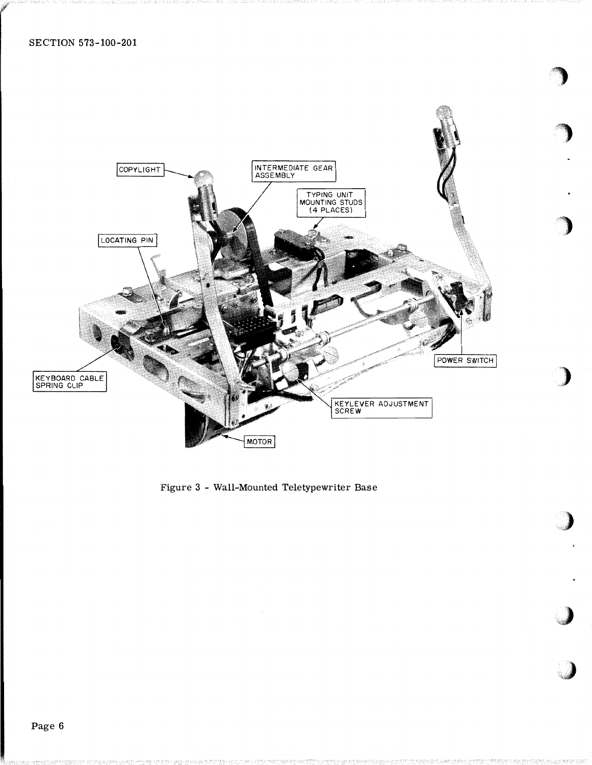Figure 3 - Wall-Mounted Teletypewriter Base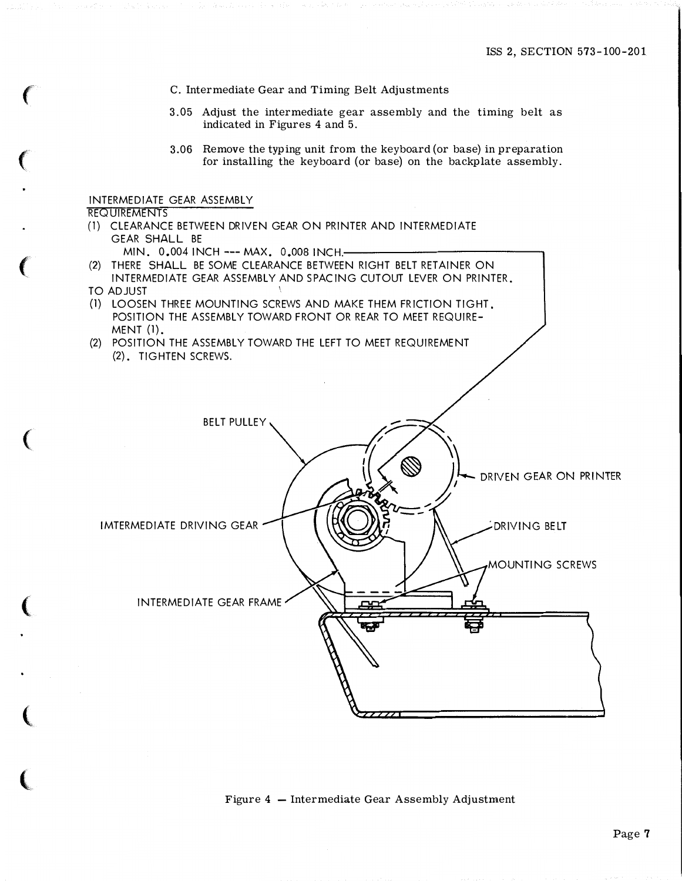### C. Intermediate Gear and Timing Belt Adjustments

3.05 Adjust the intermediate gear assembly and the timing belt as indicated in Figures 4 and 5.

3.06 Remove the typing unit from the keyboard (or base) in preparation for installing the keyboard (or base) on the backplate assembly.

INTERMEDIATE GEAR ASSEMBLY

REQUIREMENTS

(1) CLEARANCE BETWEEN DRIVEN GEAR ON PRINTER AND INTERMEDIATE GEAR SHALL BE
MIN. 0.004 INCH --- MAX. 0.008 INCH.

(2) THERE SHALL BE SOME CLEARANCE BETWEEN RIGHT BELT RETAINER ON INTERMEDIATE GEAR ASSEMBLY AND SPACING CUTOUT LEVER ON PRINTER.

TO ADJUST

(1) LOOSEN THREE MOUNTING SCREWS AND MAKE THEM FRICTION TIGHT. POSITION THE ASSEMBLY TOWARD FRONT OR REAR TO MEET REQUIREMENT (1).

(2) POSITION THE ASSEMBLY TOWARD THE LEFT TO MEET REQUIREMENT (2). TIGHTEN SCREWS.

BELT PULLEY

DRIVEN GEAR ON PRINTER

IMTERMEDIATE DRIVING GEAR

DRIVING BELT

MOUNTING SCREWS

INTERMEDIATE GEAR FRAME

Figure 4 — Intermediate Gear Assembly Adjustment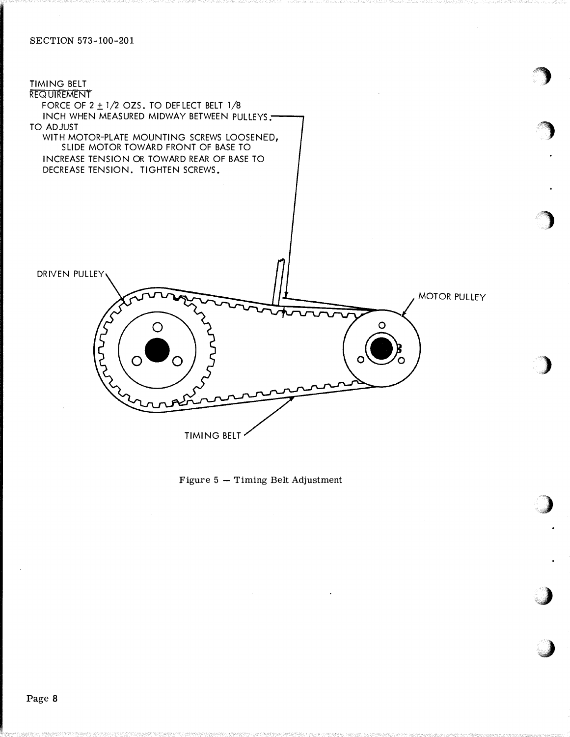TIMING BELT

REQUIREMENT

FORCE OF 2 ± 1/2 OZS. TO DEFLECT BELT 1/8 INCH WHEN MEASURED MIDWAY BETWEEN PULLEYS.

TO ADJUST

WITH MOTOR-PLATE MOUNTING SCREWS LOOSENED, SLIDE MOTOR TOWARD FRONT OF BASE TO INCREASE TENSION OR TOWARD REAR OF BASE TO DECREASE TENSION. TIGHTEN SCREWS.

DRIVEN PULLEY

MOTOR PULLEY

TIMING BELT

Figure 5 — Timing Belt Adjustment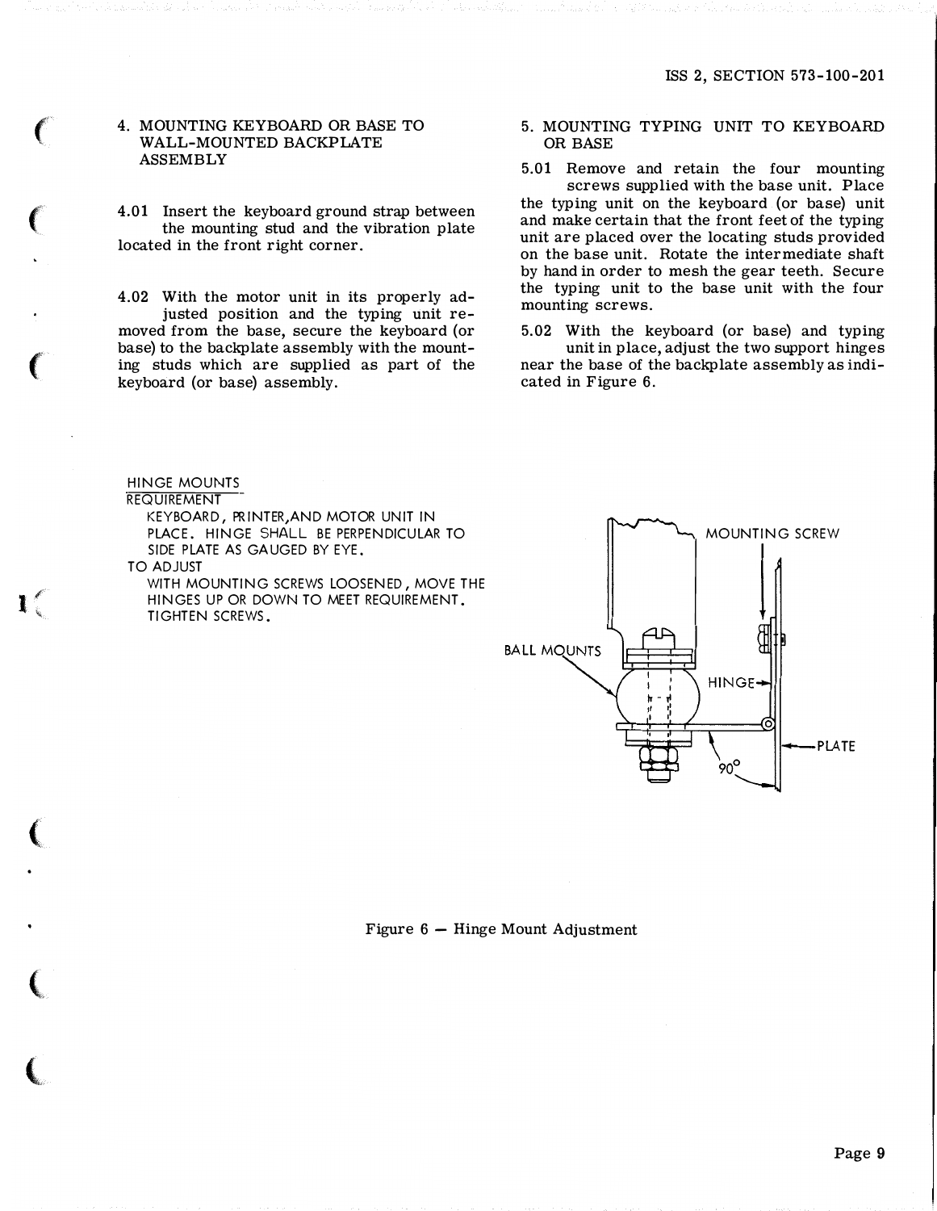## 4. MOUNTING KEYBOARD OR BASE TO WALL-MOUNTED BACKPLATE ASSEMBLY

4.01 Insert the keyboard ground strap between the mounting stud and the vibration plate located in the front right corner.

4.02 With the motor unit in its properly adjusted position and the typing unit removed from the base, secure the keyboard (or base) to the backplate assembly with the mounting studs which are supplied as part of the keyboard (or base) assembly.

## 5. MOUNTING TYPING UNIT TO KEYBOARD OR BASE

5.01 Remove and retain the four mounting screws supplied with the base unit. Place the typing unit on the keyboard (or base) unit and make certain that the front feet of the typing unit are placed over the locating studs provided on the base unit. Rotate the intermediate shaft by hand in order to mesh the gear teeth. Secure the typing unit to the base unit with the four mounting screws.

5.02 With the keyboard (or base) and typing unit in place, adjust the two support hinges near the base of the backplate assembly as indicated in Figure 6.

HINGE MOUNTS

REQUIREMENT

KEYBOARD, PRINTER, AND MOTOR UNIT IN PLACE. HINGE SHALL BE PERPENDICULAR TO SIDE PLATE AS GAUGED BY EYE.

TO ADJUST

WITH MOUNTING SCREWS LOOSENED, MOVE THE HINGES UP OR DOWN TO MEET REQUIREMENT. TIGHTEN SCREWS.

MOUNTING SCREW

BALL MOUNTS

HINGE

PLATE

90°

Figure 6 — Hinge Mount Adjustment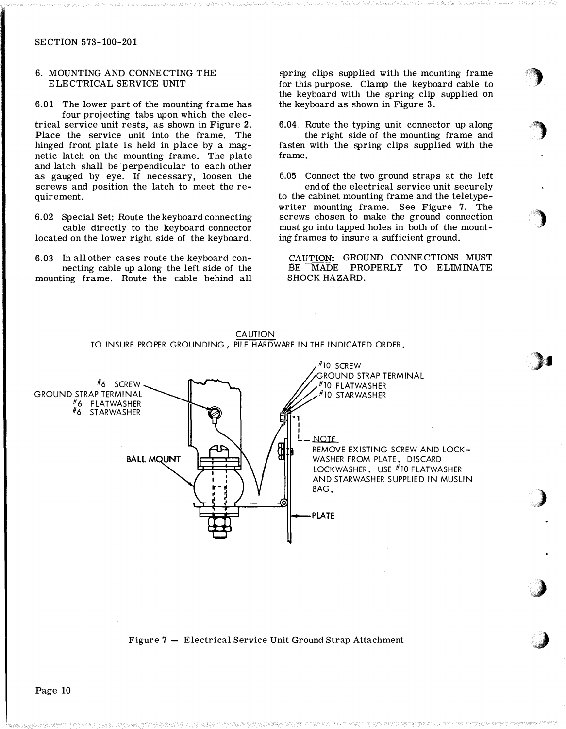## 6. MOUNTING AND CONNECTING THE ELECTRICAL SERVICE UNIT

6.01 The lower part of the mounting frame has four projecting tabs upon which the electrical service unit rests, as shown in Figure 2. Place the service unit into the frame. The hinged front plate is held in place by a magnetic latch on the mounting frame. The plate and latch shall be perpendicular to each other as gauged by eye. If necessary, loosen the screws and position the latch to meet the requirement.

6.02 Special Set: Route the keyboard connecting cable directly to the keyboard connector located on the lower right side of the keyboard.

6.03 In all other cases route the keyboard connecting cable up along the left side of the mounting frame. Route the cable behind all spring clips supplied with the mounting frame for this purpose. Clamp the keyboard cable to the keyboard with the spring clip supplied on the keyboard as shown in Figure 3.

6.04 Route the typing unit connector up along the right side of the mounting frame and fasten with the spring clips supplied with the frame.

6.05 Connect the two ground straps at the left end of the electrical service unit securely to the cabinet mounting frame and the teletypewriter mounting frame. See Figure 7. The screws chosen to make the ground connection must go into tapped holes in both of the mounting frames to insure a sufficient ground.

CAUTION: GROUND CONNECTIONS MUST BE MADE PROPERLY TO ELIMINATE SHOCK HAZARD.

CAUTION
TO INSURE PROPER GROUNDING, PILE HARDWARE IN THE INDICATED ORDER.

#6 SCREW
GROUND STRAP TERMINAL
#6 FLATWASHER
#6 STARWASHER

#10 SCREW
GROUND STRAP TERMINAL
#10 FLATWASHER
#10 STARWASHER

BALL MOUNT

NOTE
REMOVE EXISTING SCREW AND LOCKWASHER FROM PLATE. DISCARD LOCKWASHER. USE #10 FLATWASHER AND STARWASHER SUPPLIED IN MUSLIN BAG.

PLATE

Figure 7 — Electrical Service Unit Ground Strap Attachment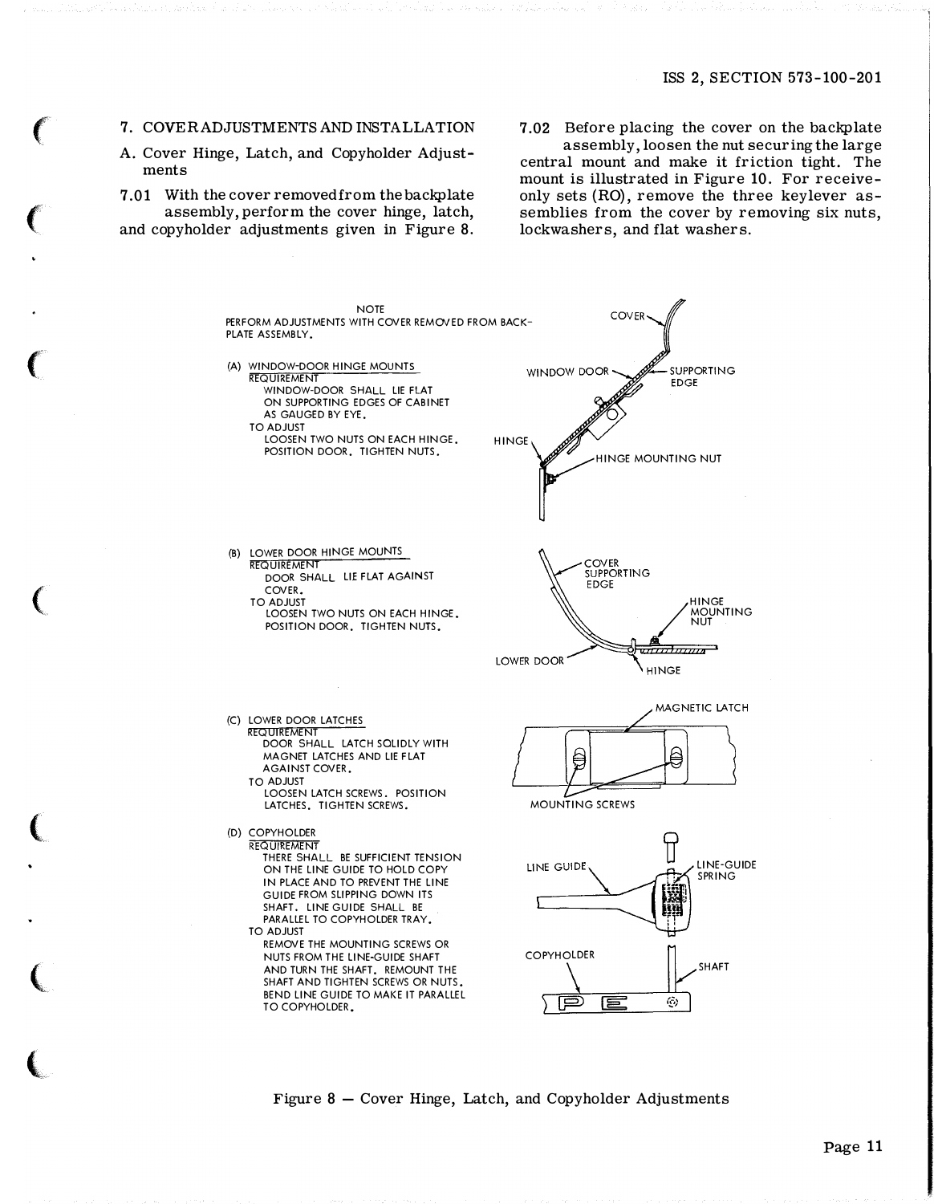## 7. COVER ADJUSTMENTS AND INSTALLATION

### A. Cover Hinge, Latch, and Copyholder Adjustments

7.01 With the cover removed from the backplate assembly, perform the cover hinge, latch, and copyholder adjustments given in Figure 8.

7.02 Before placing the cover on the backplate assembly, loosen the nut securing the large central mount and make it friction tight. The mount is illustrated in Figure 10. For receive-only sets (RO), remove the three keylever assemblies from the cover by removing six nuts, lockwashers, and flat washers.

NOTE
PERFORM ADJUSTMENTS WITH COVER REMOVED FROM BACKPLATE ASSEMBLY.

(A) WINDOW-DOOR HINGE MOUNTS
REQUIREMENT
WINDOW-DOOR SHALL LIE FLAT ON SUPPORTING EDGES OF CABINET AS GAUGED BY EYE.
TO ADJUST
LOOSEN TWO NUTS ON EACH HINGE. POSITION DOOR. TIGHTEN NUTS.

COVER — WINDOW DOOR — SUPPORTING EDGE — HINGE — HINGE MOUNTING NUT

(B) LOWER DOOR HINGE MOUNTS
REQUIREMENT
DOOR SHALL LIE FLAT AGAINST COVER.
TO ADJUST
LOOSEN TWO NUTS ON EACH HINGE. POSITION DOOR. TIGHTEN NUTS.

COVER SUPPORTING EDGE — HINGE MOUNTING NUT — LOWER DOOR — HINGE

(C) LOWER DOOR LATCHES
REQUIREMENT
DOOR SHALL LATCH SOLIDLY WITH MAGNET LATCHES AND LIE FLAT AGAINST COVER.
TO ADJUST
LOOSEN LATCH SCREWS. POSITION LATCHES. TIGHTEN SCREWS.

MAGNETIC LATCH — MOUNTING SCREWS

(D) COPYHOLDER
REQUIREMENT
THERE SHALL BE SUFFICIENT TENSION ON THE LINE GUIDE TO HOLD COPY IN PLACE AND TO PREVENT THE LINE GUIDE FROM SLIPPING DOWN ITS SHAFT. LINE GUIDE SHALL BE PARALLEL TO COPYHOLDER TRAY.
TO ADJUST
REMOVE THE MOUNTING SCREWS OR NUTS FROM THE LINE-GUIDE SHAFT AND TURN THE SHAFT. REMOUNT THE SHAFT AND TIGHTEN SCREWS OR NUTS. BEND LINE GUIDE TO MAKE IT PARALLEL TO COPYHOLDER.

LINE GUIDE — LINE-GUIDE SPRING — COPYHOLDER — SHAFT

Figure 8 — Cover Hinge, Latch, and Copyholder Adjustments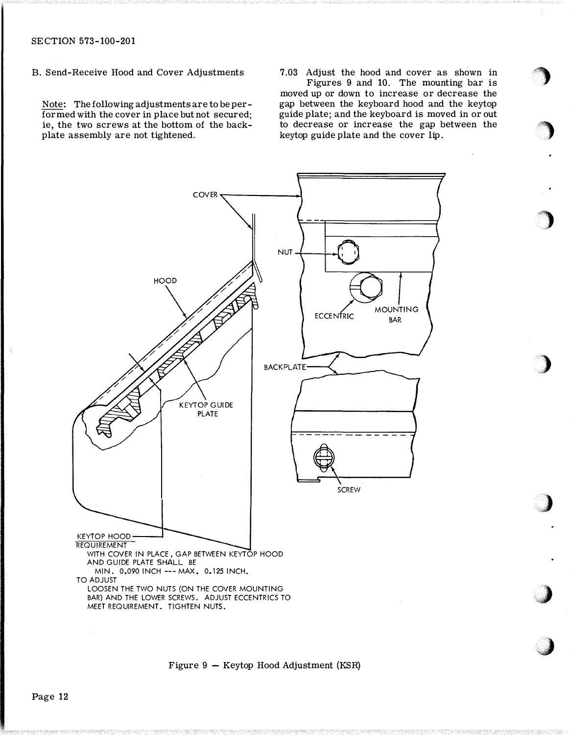B. Send-Receive Hood and Cover Adjustments

Note: The following adjustments are to be performed with the cover in place but not secured; ie, the two screws at the bottom of the backplate assembly are not tightened.

7.03 Adjust the hood and cover as shown in Figures 9 and 10. The mounting bar is moved up or down to increase or decrease the gap between the keyboard hood and the keytop guide plate; and the keyboard is moved in or out to decrease or increase the gap between the keytop guide plate and the cover lip.

COVER

HOOD

NUT

ECCENTRIC

MOUNTING BAR

BACKPLATE

KEYTOP GUIDE PLATE

SCREW

KEYTOP HOOD REQUIREMENT
WITH COVER IN PLACE, GAP BETWEEN KEYTOP HOOD AND GUIDE PLATE SHALL BE
MIN. 0.090 INCH --- MAX. 0.125 INCH.
TO ADJUST
LOOSEN THE TWO NUTS (ON THE COVER MOUNTING BAR) AND THE LOWER SCREWS. ADJUST ECCENTRICS TO MEET REQUIREMENT. TIGHTEN NUTS.

Figure 9 — Keytop Hood Adjustment (KSR)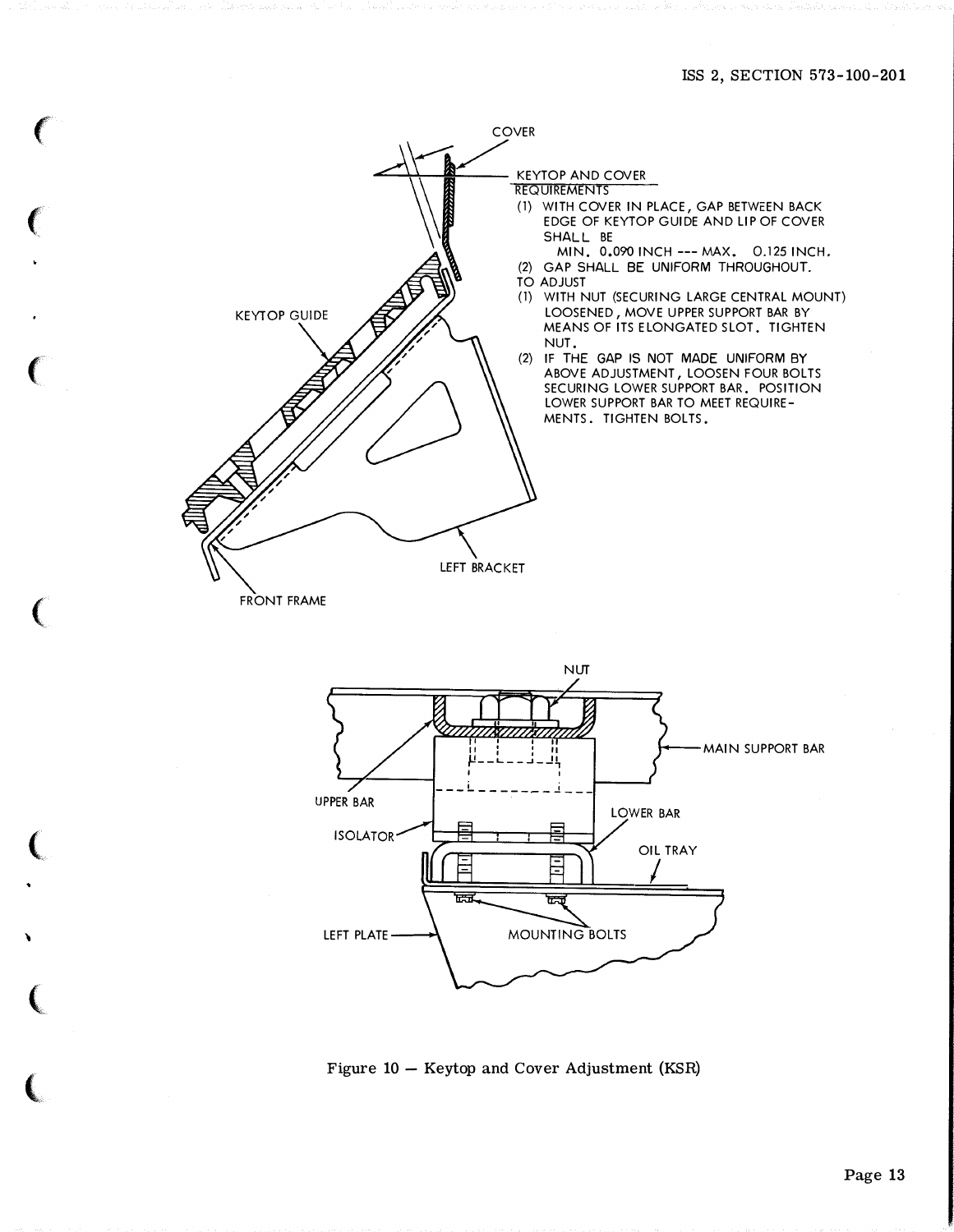COVER

KEYTOP AND COVER REQUIREMENTS

(1) WITH COVER IN PLACE, GAP BETWEEN BACK EDGE OF KEYTOP GUIDE AND LIP OF COVER SHALL BE
MIN. 0.090 INCH --- MAX. 0.125 INCH.

(2) GAP SHALL BE UNIFORM THROUGHOUT.

TO ADJUST

(1) WITH NUT (SECURING LARGE CENTRAL MOUNT) LOOSENED, MOVE UPPER SUPPORT BAR BY MEANS OF ITS ELONGATED SLOT. TIGHTEN NUT.

(2) IF THE GAP IS NOT MADE UNIFORM BY ABOVE ADJUSTMENT, LOOSEN FOUR BOLTS SECURING LOWER SUPPORT BAR. POSITION LOWER SUPPORT BAR TO MEET REQUIREMENTS. TIGHTEN BOLTS.

KEYTOP GUIDE

LEFT BRACKET

FRONT FRAME

NUT

MAIN SUPPORT BAR

UPPER BAR

LOWER BAR

ISOLATOR

OIL TRAY

LEFT PLATE

MOUNTING BOLTS

Figure 10 — Keytop and Cover Adjustment (KSR)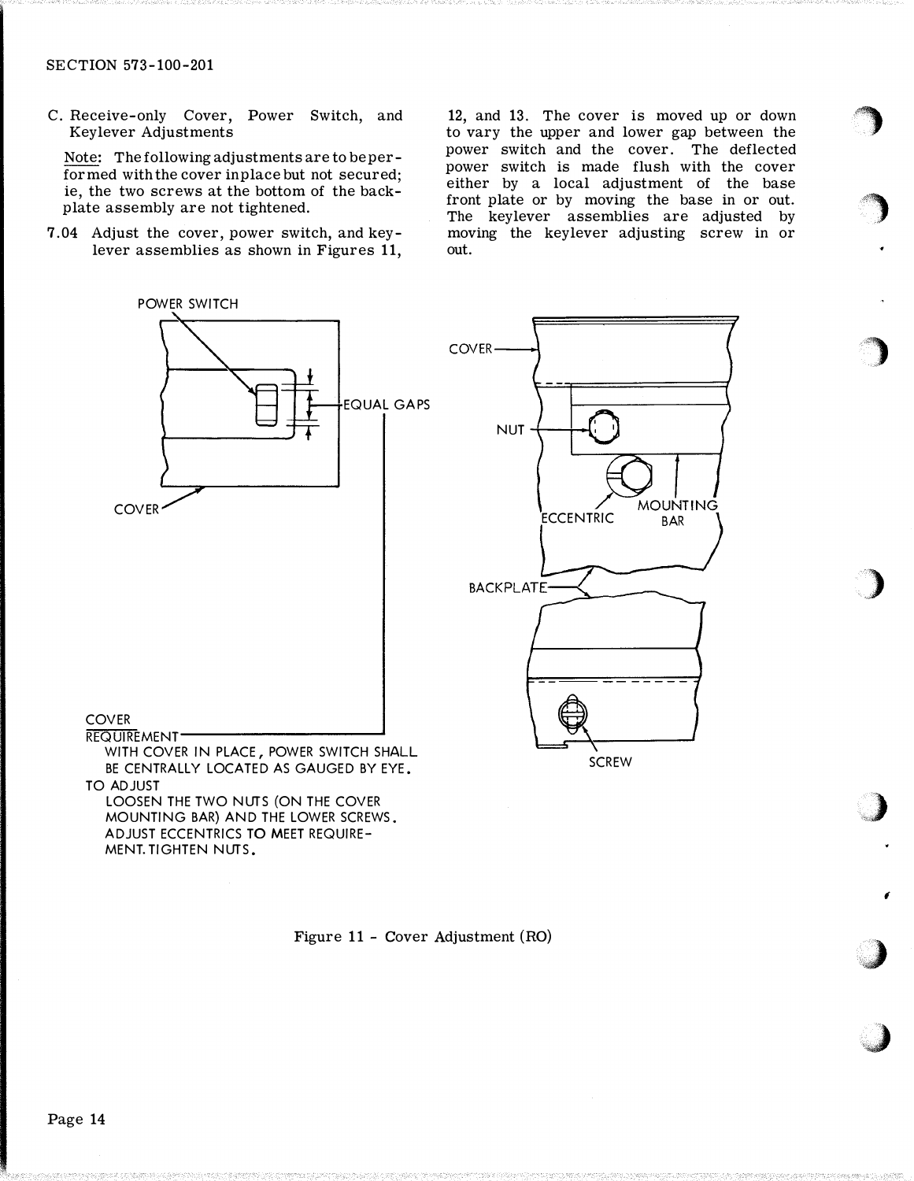C. Receive-only Cover, Power Switch, and Keylever Adjustments

Note: The following adjustments are to be performed with the cover in place but not secured; ie, the two screws at the bottom of the backplate assembly are not tightened.

7.04 Adjust the cover, power switch, and keylever assemblies as shown in Figures 11, 12, and 13. The cover is moved up or down to vary the upper and lower gap between the power switch and the cover. The deflected power switch is made flush with the cover either by a local adjustment of the base front plate or by moving the base in or out. The keylever assemblies are adjusted by moving the keylever adjusting screw in or out.

POWER SWITCH

EQUAL GAPS

COVER

COVER — NUT — ECCENTRIC — MOUNTING BAR — BACKPLATE — SCREW

COVER

REQUIREMENT

WITH COVER IN PLACE, POWER SWITCH SHALL BE CENTRALLY LOCATED AS GAUGED BY EYE.

TO ADJUST

LOOSEN THE TWO NUTS (ON THE COVER MOUNTING BAR) AND THE LOWER SCREWS. ADJUST ECCENTRICS TO MEET REQUIREMENT. TIGHTEN NUTS.

Figure 11 - Cover Adjustment (RO)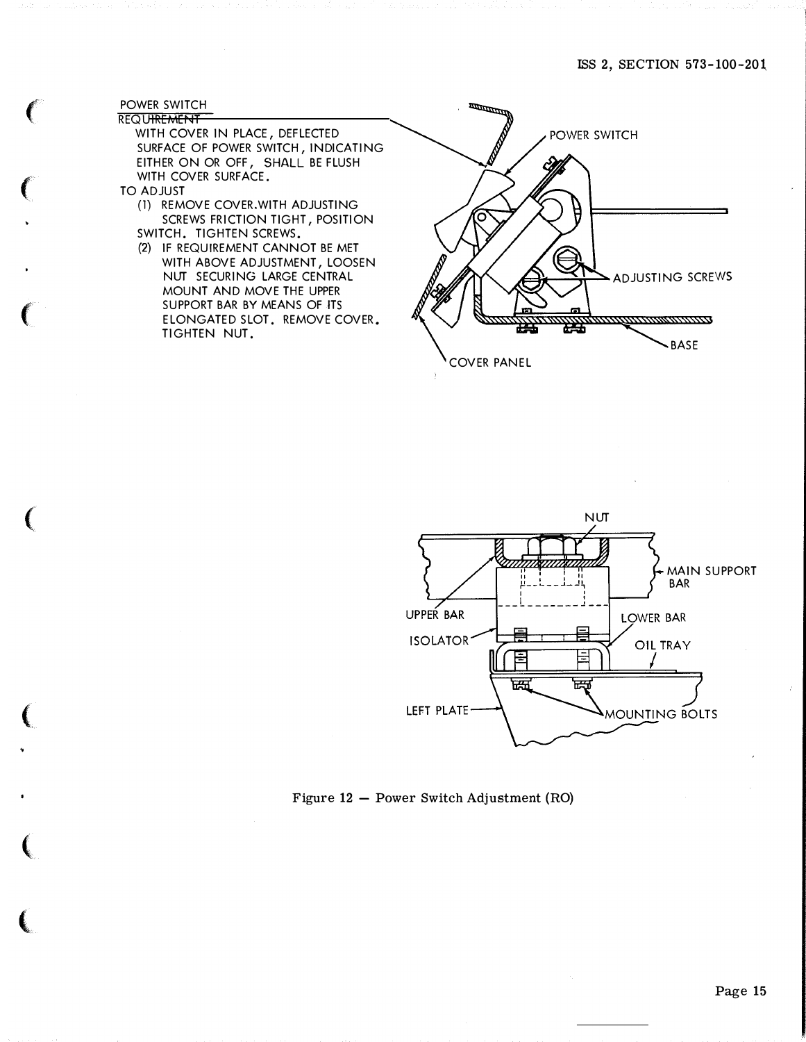POWER SWITCH

REQUIREMENT

WITH COVER IN PLACE, DEFLECTED SURFACE OF POWER SWITCH, INDICATING EITHER ON OR OFF, SHALL BE FLUSH WITH COVER SURFACE.

TO ADJUST

(1) REMOVE COVER. WITH ADJUSTING SCREWS FRICTION TIGHT, POSITION SWITCH. TIGHTEN SCREWS.

(2) IF REQUIREMENT CANNOT BE MET WITH ABOVE ADJUSTMENT, LOOSEN NUT SECURING LARGE CENTRAL MOUNT AND MOVE THE UPPER SUPPORT BAR BY MEANS OF ITS ELONGATED SLOT. REMOVE COVER. TIGHTEN NUT.

POWER SWITCH

ADJUSTING SCREWS

BASE

COVER PANEL

NUT

MAIN SUPPORT BAR

UPPER BAR

LOWER BAR

ISOLATOR

OIL TRAY

LEFT PLATE

MOUNTING BOLTS

Figure 12 — Power Switch Adjustment (RO)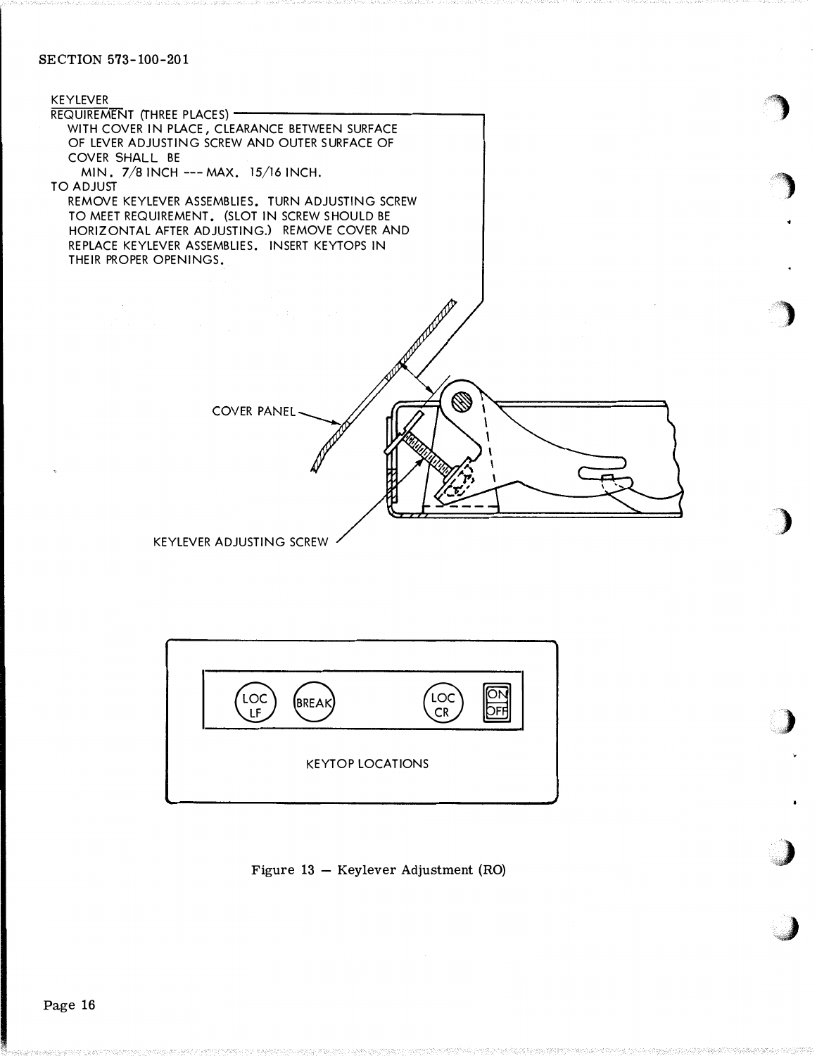KEYLEVER

REQUIREMENT (THREE PLACES)

WITH COVER IN PLACE, CLEARANCE BETWEEN SURFACE OF LEVER ADJUSTING SCREW AND OUTER SURFACE OF COVER SHALL BE

MIN. 7/8 INCH --- MAX. 15/16 INCH.

TO ADJUST

REMOVE KEYLEVER ASSEMBLIES. TURN ADJUSTING SCREW TO MEET REQUIREMENT. (SLOT IN SCREW SHOULD BE HORIZONTAL AFTER ADJUSTING.) REMOVE COVER AND REPLACE KEYLEVER ASSEMBLIES. INSERT KEYTOPS IN THEIR PROPER OPENINGS.

COVER PANEL

KEYLEVER ADJUSTING SCREW

LOC LF | BREAK | LOC CR | ON OFF

KEYTOP LOCATIONS

Figure 13 — Keylever Adjustment (RO)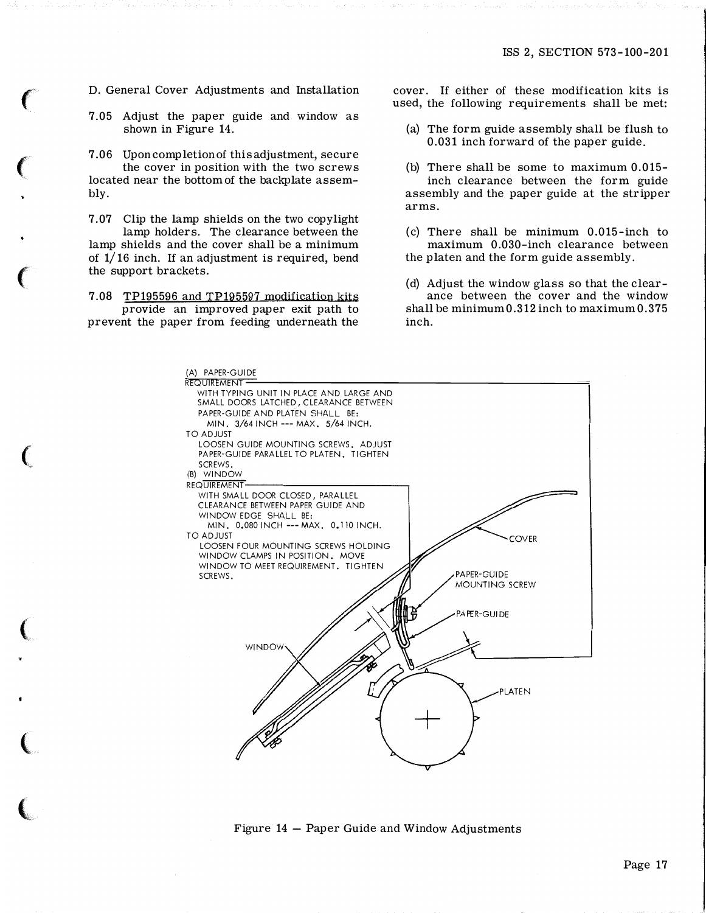### D. General Cover Adjustments and Installation

7.05 Adjust the paper guide and window as shown in Figure 14.

7.06 Upon completion of this adjustment, secure the cover in position with the two screws located near the bottom of the backplate assembly.

7.07 Clip the lamp shields on the two copylight lamp holders. The clearance between the lamp shields and the cover shall be a minimum of 1/16 inch. If an adjustment is required, bend the support brackets.

7.08 TP195596 and TP195597 modification kits provide an improved paper exit path to prevent the paper from feeding underneath the cover. If either of these modification kits is used, the following requirements shall be met:

(a) The form guide assembly shall be flush to 0.031 inch forward of the paper guide.

(b) There shall be some to maximum 0.015-inch clearance between the form guide assembly and the paper guide at the stripper arms.

(c) There shall be minimum 0.015-inch to maximum 0.030-inch clearance between the platen and the form guide assembly.

(d) Adjust the window glass so that the clearance between the cover and the window shall be minimum 0.312 inch to maximum 0.375 inch.

(A) PAPER-GUIDE
REQUIREMENT
WITH TYPING UNIT IN PLACE AND LARGE AND SMALL DOORS LATCHED, CLEARANCE BETWEEN PAPER-GUIDE AND PLATEN SHALL BE:
MIN. 3/64 INCH --- MAX. 5/64 INCH.
TO ADJUST
LOOSEN GUIDE MOUNTING SCREWS. ADJUST PAPER-GUIDE PARALLEL TO PLATEN. TIGHTEN SCREWS.

(B) WINDOW
REQUIREMENT
WITH SMALL DOOR CLOSED, PARALLEL CLEARANCE BETWEEN PAPER GUIDE AND WINDOW EDGE SHALL BE:
MIN. 0.080 INCH --- MAX. 0.110 INCH.
TO ADJUST
LOOSEN FOUR MOUNTING SCREWS HOLDING WINDOW CLAMPS IN POSITION. MOVE WINDOW TO MEET REQUIREMENT. TIGHTEN SCREWS.

COVER
PAPER-GUIDE MOUNTING SCREW
PAPER-GUIDE
WINDOW
PLATEN

Figure 14 — Paper Guide and Window Adjustments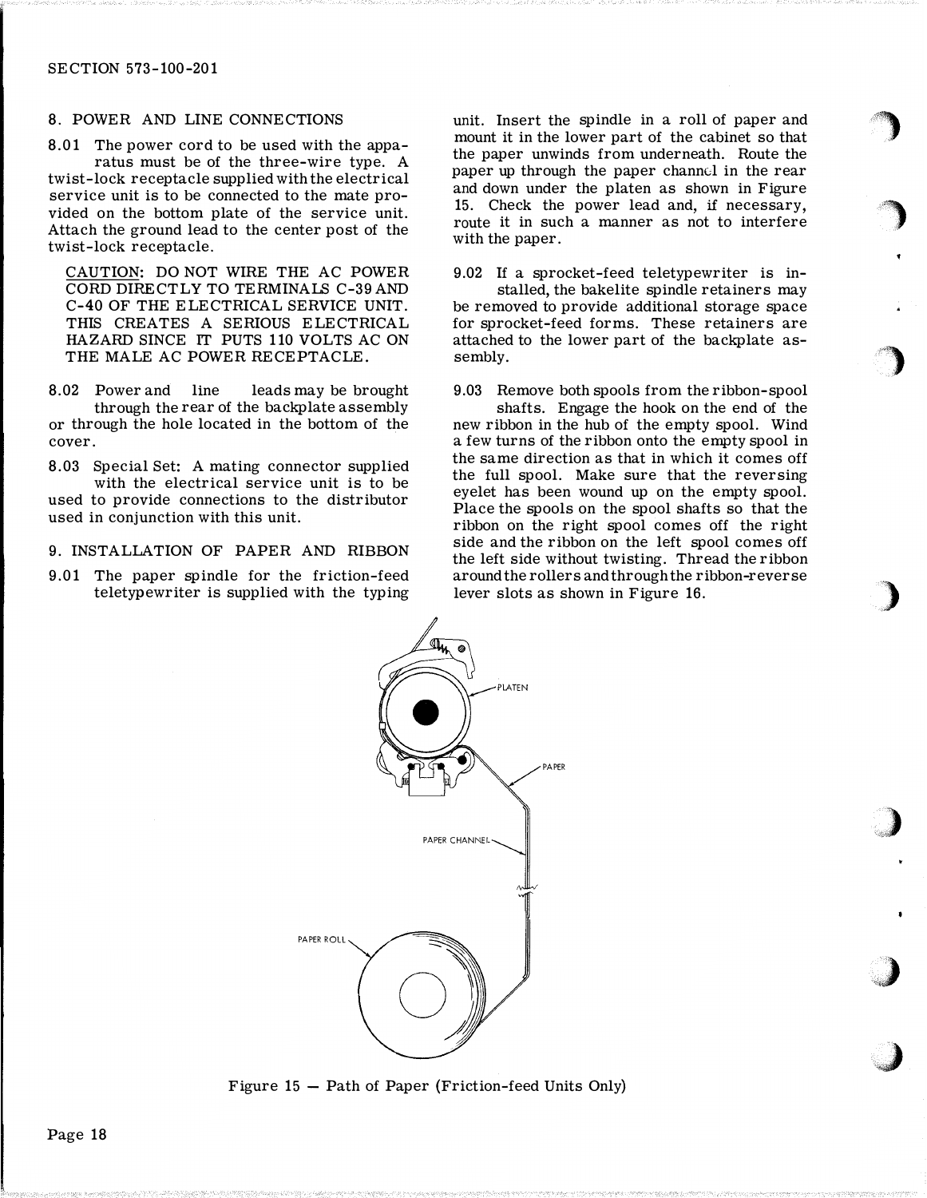## 8. POWER AND LINE CONNECTIONS

8.01 The power cord to be used with the apparatus must be of the three-wire type. A twist-lock receptacle supplied with the electrical service unit is to be connected to the mate provided on the bottom plate of the service unit. Attach the ground lead to the center post of the twist-lock receptacle.

CAUTION: DO NOT WIRE THE AC POWER CORD DIRECTLY TO TERMINALS C-39 AND C-40 OF THE ELECTRICAL SERVICE UNIT. THIS CREATES A SERIOUS ELECTRICAL HAZARD SINCE IT PUTS 110 VOLTS AC ON THE MALE AC POWER RECEPTACLE.

8.02 Power and line leads may be brought through the rear of the backplate assembly or through the hole located in the bottom of the cover.

8.03 Special Set: A mating connector supplied with the electrical service unit is to be used to provide connections to the distributor used in conjunction with this unit.

## 9. INSTALLATION OF PAPER AND RIBBON

9.01 The paper spindle for the friction-feed teletypewriter is supplied with the typing unit. Insert the spindle in a roll of paper and mount it in the lower part of the cabinet so that the paper unwinds from underneath. Route the paper up through the paper channel in the rear and down under the platen as shown in Figure 15. Check the power lead and, if necessary, route it in such a manner as not to interfere with the paper.

9.02 If a sprocket-feed teletypewriter is installed, the bakelite spindle retainers may be removed to provide additional storage space for sprocket-feed forms. These retainers are attached to the lower part of the backplate assembly.

9.03 Remove both spools from the ribbon-spool shafts. Engage the hook on the end of the new ribbon in the hub of the empty spool. Wind a few turns of the ribbon onto the empty spool in the same direction as that in which it comes off the full spool. Make sure that the reversing eyelet has been wound up on the empty spool. Place the spools on the spool shafts so that the ribbon on the right spool comes off the right side and the ribbon on the left spool comes off the left side without twisting. Thread the ribbon around the rollers and through the ribbon-reverse lever slots as shown in Figure 16.

Figure 15 — Path of Paper (Friction-feed Units Only)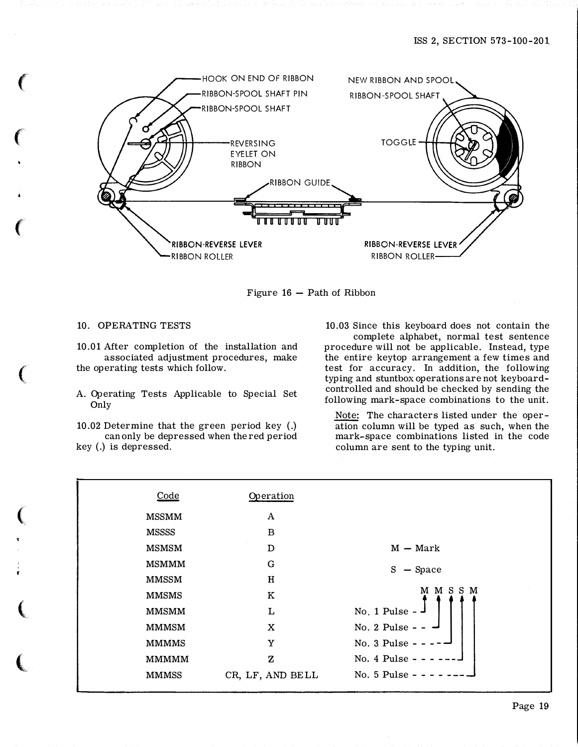HOOK ON END OF RIBBON

RIBBON-SPOOL SHAFT PIN

RIBBON-SPOOL SHAFT

REVERSING EYELET ON RIBBON

NEW RIBBON AND SPOOL

RIBBON-SPOOL SHAFT

TOGGLE

RIBBON GUIDE

RIBBON-REVERSE LEVER

RIBBON ROLLER

RIBBON-REVERSE LEVER

RIBBON ROLLER

Figure 16 — Path of Ribbon

## 10. OPERATING TESTS

10.01 After completion of the installation and associated adjustment procedures, make the operating tests which follow.

### A. Operating Tests Applicable to Special Set Only

10.02 Determine that the green period key (.) can only be depressed when the red period key (.) is depressed.

10.03 Since this keyboard does not contain the complete alphabet, normal test sentence procedure will not be applicable. Instead, type the entire keytop arrangement a few times and test for accuracy. In addition, the following typing and stuntbox operations are not keyboard-controlled and should be checked by sending the following mark-space combinations to the unit.

Note: The characters listed under the operation column will be typed as such, when the mark-space combinations listed in the code column are sent to the typing unit.

| Code | Operation |
|---|---|
| MSSMM | A |
| MSSSS | B |
| MSMSM | D |
| MSMMM | G |
| MMSSM | H |
| MMSMS | K |
| MMSMM | L |
| MMMSM | X |
| MMMMS | Y |
| MMMMM | Z |
| MMMSS | CR, LF, AND BELL |

M — Mark

S — Space

M M S S M

No. 1 Pulse (first position)
No. 2 Pulse (second position)
No. 3 Pulse (third position)
No. 4 Pulse (fourth position)
No. 5 Pulse (fifth position)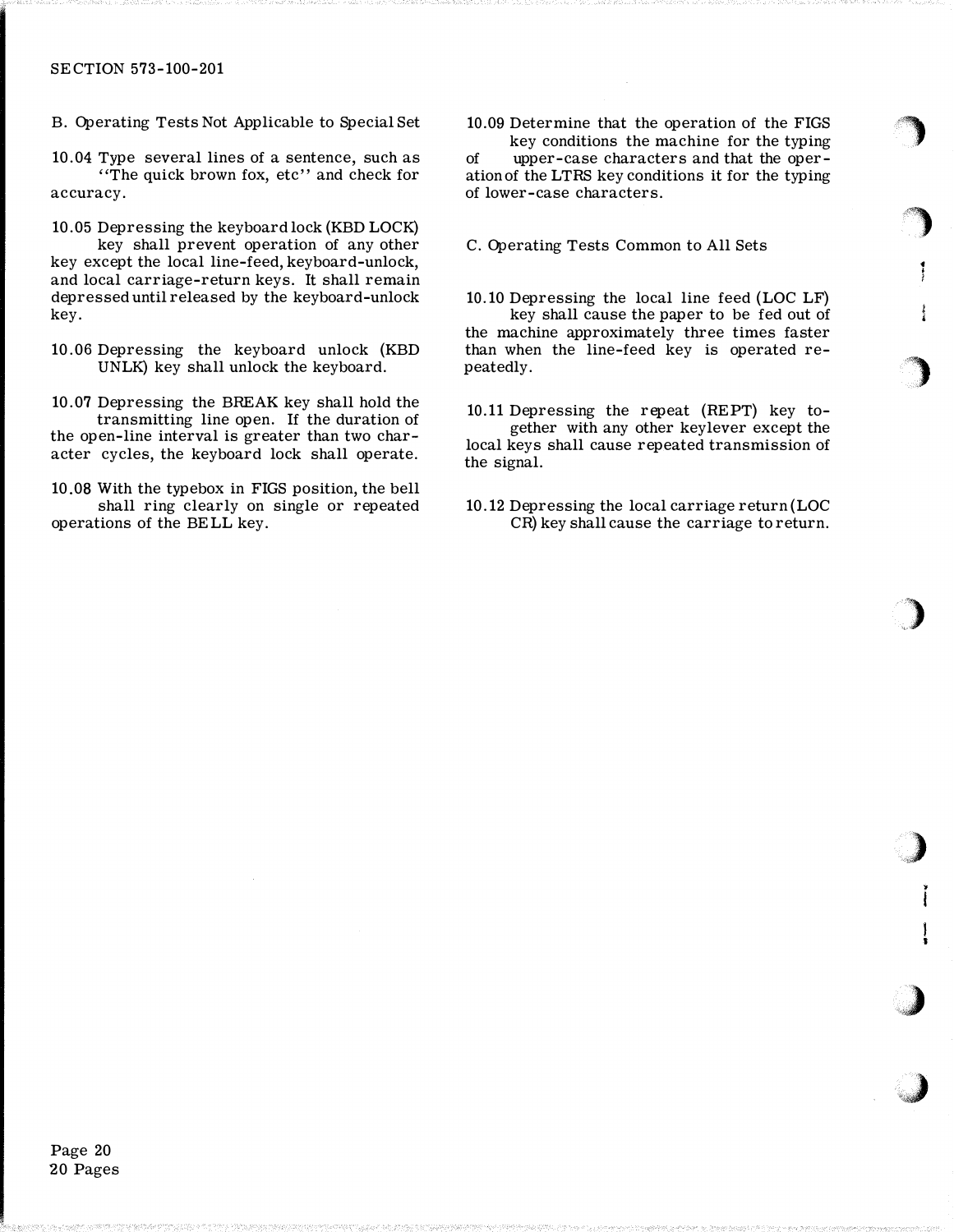B. Operating Tests Not Applicable to Special Set

10.04 Type several lines of a sentence, such as "The quick brown fox, etc" and check for accuracy.

10.05 Depressing the keyboard lock (KBD LOCK) key shall prevent operation of any other key except the local line-feed, keyboard-unlock, and local carriage-return keys. It shall remain depressed until released by the keyboard-unlock key.

10.06 Depressing the keyboard unlock (KBD UNLK) key shall unlock the keyboard.

10.07 Depressing the BREAK key shall hold the transmitting line open. If the duration of the open-line interval is greater than two character cycles, the keyboard lock shall operate.

10.08 With the typebox in FIGS position, the bell shall ring clearly on single or repeated operations of the BELL key.

10.09 Determine that the operation of the FIGS key conditions the machine for the typing of upper-case characters and that the operation of the LTRS key conditions it for the typing of lower-case characters.

C. Operating Tests Common to All Sets

10.10 Depressing the local line feed (LOC LF) key shall cause the paper to be fed out of the machine approximately three times faster than when the line-feed key is operated repeatedly.

10.11 Depressing the repeat (REPT) key together with any other keylever except the local keys shall cause repeated transmission of the signal.

10.12 Depressing the local carriage return (LOC CR) key shall cause the carriage to return.